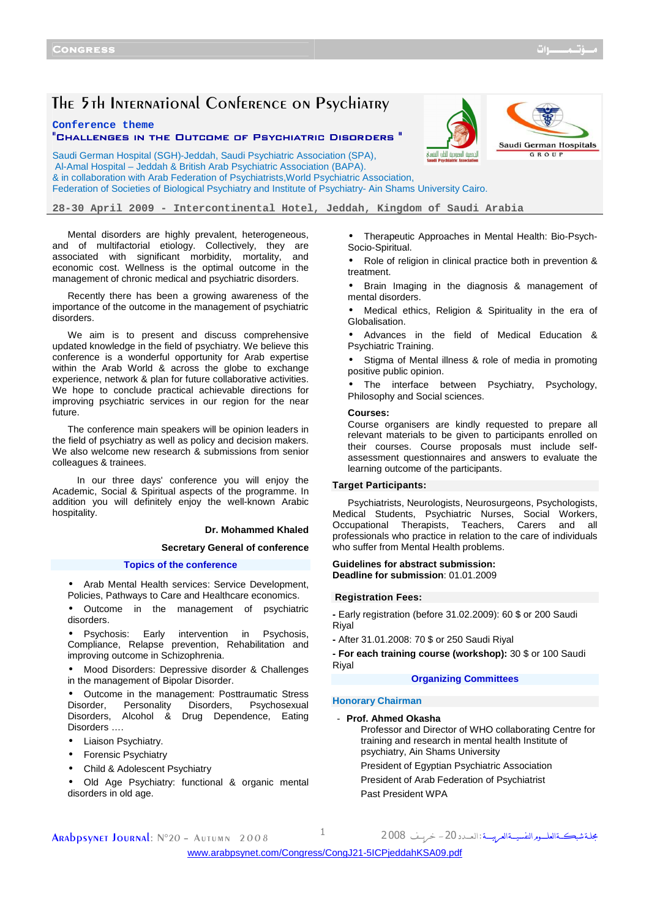# The 5th International Conference on Psychiatry

**Conference theme**

**"Challenges in the Outcome of Psychiatric Disorders "**

Saudi German Hospital (SGH)-Jeddah, Saudi Psychiatric Association (SPA), Al-Amal Hospital – Jeddah & British Arab Psychiatric Association (BAPA).
& in collaboration with Arab Federation of Psychiatrists,World Psychiatric Association, Federation of Societies of Biological Psychiatry and Institute of Psychiatry- Ain Shams University Cairo.

**28-30 April 2009 - Intercontinental Hotel, Jeddah, Kingdom of Saudi Arabia**

Mental disorders are highly prevalent, heterogeneous, and of multifactorial etiology. Collectively, they are associated with significant morbidity, mortality, and economic cost. Wellness is the optimal outcome in the management of chronic medical and psychiatric disorders.

Recently there has been a growing awareness of the importance of the outcome in the management of psychiatric disorders.

We aim is to present and discuss comprehensive updated knowledge in the field of psychiatry. We believe this conference is a wonderful opportunity for Arab expertise within the Arab World & across the globe to exchange experience, network & plan for future collaborative activities. We hope to conclude practical achievable directions for improving psychiatric services in our region for the near future.

The conference main speakers will be opinion leaders in the field of psychiatry as well as policy and decision makers. We also welcome new research & submissions from senior colleagues & trainees.

In our three days' conference you will enjoy the Academic, Social & Spiritual aspects of the programme. In addition you will definitely enjoy the well-known Arabic hospitality.

**Dr. Mohammed Khaled**

**Secretary General of conference**

## Topics of the conference

- Arab Mental Health services: Service Development, Policies, Pathways to Care and Healthcare economics.
- Outcome in the management of psychiatric disorders.
- Psychosis: Early intervention in Psychosis, Compliance, Relapse prevention, Rehabilitation and improving outcome in Schizophrenia.
- Mood Disorders: Depressive disorder & Challenges in the management of Bipolar Disorder.
- Outcome in the management: Posttraumatic Stress Disorder, Personality Disorders, Psychosexual Disorders, Alcohol & Drug Dependence, Eating Disorders ….
- Liaison Psychiatry.
- Forensic Psychiatry
- Child & Adolescent Psychiatry
- Old Age Psychiatry: functional & organic mental disorders in old age.
- Therapeutic Approaches in Mental Health: Bio-Psych-Socio-Spiritual.
- Role of religion in clinical practice both in prevention & treatment.
- Brain Imaging in the diagnosis & management of mental disorders.
- Medical ethics, Religion & Spirituality in the era of Globalisation.
- Advances in the field of Medical Education & Psychiatric Training.
- Stigma of Mental illness & role of media in promoting positive public opinion.
- The interface between Psychiatry, Psychology, Philosophy and Social sciences.

**Courses:**
Course organisers are kindly requested to prepare all relevant materials to be given to participants enrolled on their courses. Course proposals must include self-assessment questionnaires and answers to evaluate the learning outcome of the participants.

## Target Participants:

Psychiatrists, Neurologists, Neurosurgeons, Psychologists, Medical Students, Psychiatric Nurses, Social Workers, Occupational Therapists, Teachers, Carers and all professionals who practice in relation to the care of individuals who suffer from Mental Health problems.

**Guidelines for abstract submission:**
**Deadline for submission**: 01.01.2009

## Registration Fees:

**-** Early registration (before 31.02.2009): 60 $ or 200 Saudi Riyal

**-** After 31.01.2008: 70 $ or 250 Saudi Riyal

**- For each training course (workshop):** 30 $ or 100 Saudi Riyal

## Organizing Committees

### Honorary Chairman

- **Prof. Ahmed Okasha**
  Professor and Director of WHO collaborating Centre for training and research in mental health Institute of psychiatry, Ain Shams University
  President of Egyptian Psychiatric Association
  President of Arab Federation of Psychiatrist
  Past President WPA

www.arabpsynet.com/Congress/CongJ21-5ICPjeddahKSA09.pdf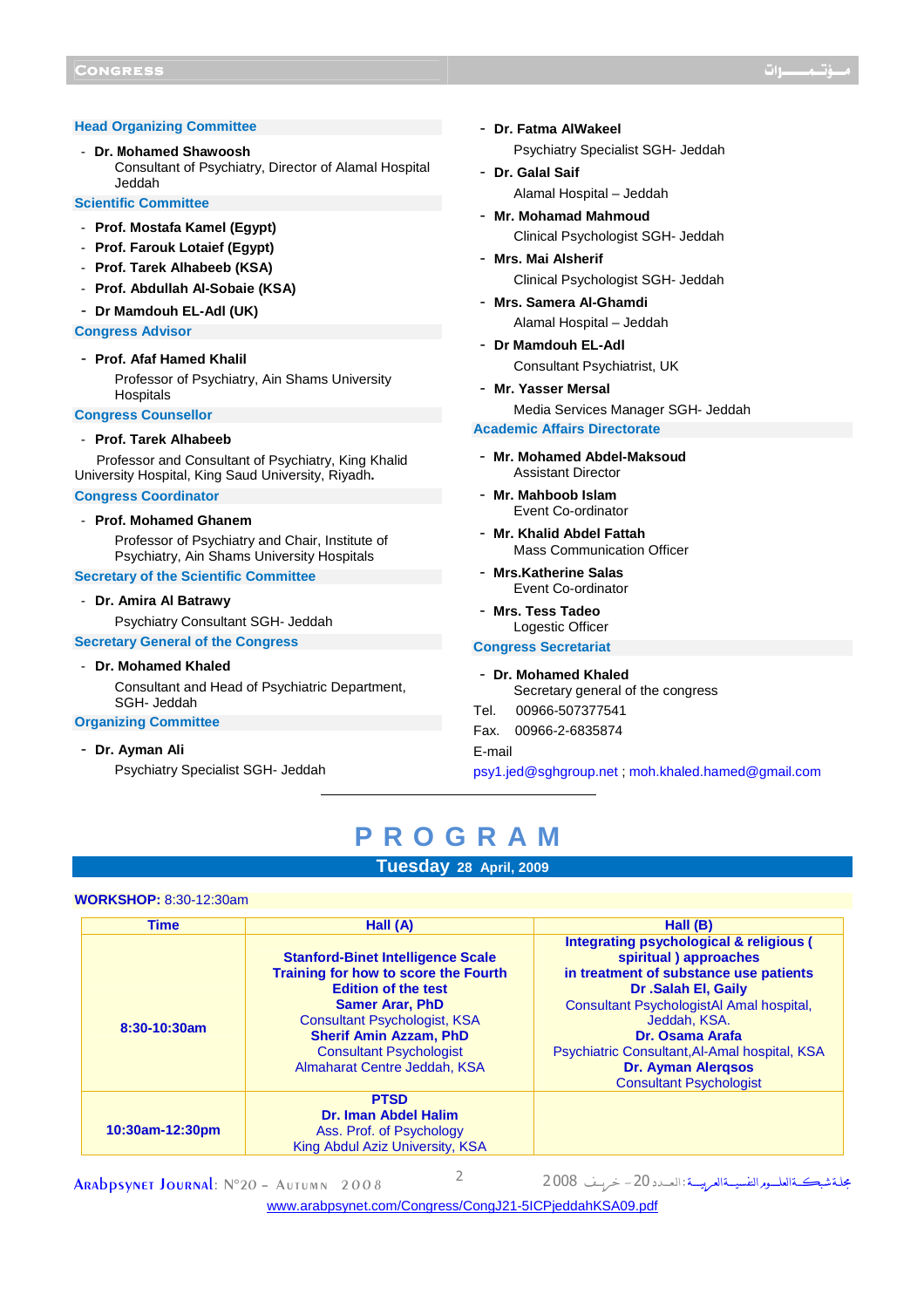### Head Organizing Committee

- **Dr. Mohamed Shawoosh**
  Consultant of Psychiatry, Director of Alamal Hospital Jeddah

### Scientific Committee

- **Prof. Mostafa Kamel (Egypt)**
- **Prof. Farouk Lotaief (Egypt)**
- **Prof. Tarek Alhabeeb (KSA)**
- **Prof. Abdullah Al-Sobaie (KSA)**
- **Dr Mamdouh EL-Adl (UK)**

### Congress Advisor

- **Prof. Afaf Hamed Khalil**
  Professor of Psychiatry, Ain Shams University Hospitals

### Congress Counsellor

- **Prof. Tarek Alhabeeb**
  Professor and Consultant of Psychiatry, King Khalid University Hospital, King Saud University, Riyadh.

### Congress Coordinator

- **Prof. Mohamed Ghanem**
  Professor of Psychiatry and Chair, Institute of Psychiatry, Ain Shams University Hospitals

### Secretary of the Scientific Committee

- **Dr. Amira Al Batrawy**
  Psychiatry Consultant SGH- Jeddah

### Secretary General of the Congress

- **Dr. Mohamed Khaled**
  Consultant and Head of Psychiatric Department, SGH- Jeddah

### Organizing Committee

- **Dr. Ayman Ali**
  Psychiatry Specialist SGH- Jeddah
- **Dr. Fatma AlWakeel**
  Psychiatry Specialist SGH- Jeddah
- **Dr. Galal Saif**
  Alamal Hospital – Jeddah
- **Mr. Mohamad Mahmoud**
  Clinical Psychologist SGH- Jeddah
- **Mrs. Mai Alsherif**
  Clinical Psychologist SGH- Jeddah
- **Mrs. Samera Al-Ghamdi**
  Alamal Hospital – Jeddah
- **Dr Mamdouh EL-Adl**
  Consultant Psychiatrist, UK
- **Mr. Yasser Mersal**
  Media Services Manager SGH- Jeddah

### Academic Affairs Directorate

- **Mr. Mohamed Abdel-Maksoud**
  Assistant Director
- **Mr. Mahboob Islam**
  Event Co-ordinator
- **Mr. Khalid Abdel Fattah**
  Mass Communication Officer
- **Mrs.Katherine Salas**
  Event Co-ordinator
- **Mrs. Tess Tadeo**
  Logestic Officer

### Congress Secretariat

- **Dr. Mohamed Khaled**
  Secretary general of the congress

Tel. 00966-507377541

Fax. 00966-2-6835874

E-mail

psy1.jed@sghgroup.net ; moh.khaled.hamed@gmail.com

# P R O G R A M

## Tuesday 28 April, 2009

**WORKSHOP:** 8:30-12:30am

| Time | Hall (A) | Hall (B) |
|---|---|---|
| **8:30-10:30am** | **Stanford-Binet Intelligence Scale Training for how to score the Fourth Edition of the test** **Samer Arar, PhD** Consultant Psychologist, KSA **Sherif Amin Azzam, PhD** Consultant Psychologist Almaharat Centre Jeddah, KSA | **Integrating psychological & religious ( spiritual ) approaches in treatment of substance use patients** **Dr .Salah El, Gaily** Consultant PsychologistAl Amal hospital, Jeddah, KSA. **Dr. Osama Arafa** Psychiatric Consultant,Al-Amal hospital, KSA **Dr. Ayman Alerqsos** Consultant Psychologist |
| **10:30am-12:30pm** | **PTSD** **Dr. Iman Abdel Halim** Ass. Prof. of Psychology King Abdul Aziz University, KSA | |

www.arabpsynet.com/Congress/CongJ21-5ICPjeddahKSA09.pdf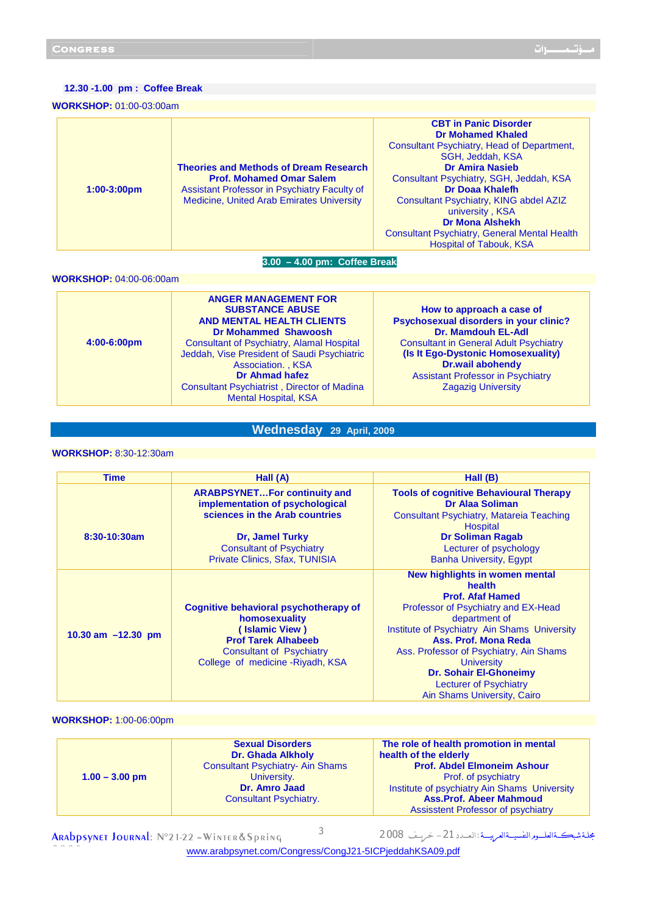**12.30 -1.00 pm : Coffee Break**

**WORKSHOP:** 01:00-03:00am

| | | |
|---|---|---|
| **1:00-3:00pm** | **Theories and Methods of Dream Research** **Prof. Mohamed Omar Salem** Assistant Professor in Psychiatry Faculty of Medicine, United Arab Emirates University | **CBT in Panic Disorder** **Dr Mohamed Khaled** Consultant Psychiatry, Head of Department, SGH, Jeddah, KSA **Dr Amira Nasieb** Consultant Psychiatry, SGH, Jeddah, KSA **Dr Doaa Khalefh** Consultant Psychiatry, KING abdel AZIZ university , KSA **Dr Mona Alshekh** Consultant Psychiatry, General Mental Health Hospital of Tabouk, KSA |

**3.00 – 4.00 pm: Coffee Break**

**WORKSHOP:** 04:00-06:00am

| | | |
|---|---|---|
| **4:00-6:00pm** | **ANGER MANAGEMENT FOR SUBSTANCE ABUSE AND MENTAL HEALTH CLIENTS** **Dr Mohammed Shawoosh** Consultant of Psychiatry, Alamal Hospital Jeddah, Vise President of Saudi Psychiatric Association. , KSA **Dr Ahmad hafez** Consultant Psychiatrist , Director of Madina Mental Hospital, KSA | **How to approach a case of Psychosexual disorders in your clinic?** **Dr. Mamdouh EL-Adl** Consultant in General Adult Psychiatry **(Is It Ego-Dystonic Homosexuality)** **Dr.wail abohendy** Assistant Professor in Psychiatry Zagazig University |

## Wednesday 29 April, 2009

**WORKSHOP:** 8:30-12:30am

| Time | Hall (A) | Hall (B) |
|---|---|---|
| **8:30-10:30am** | **ARABPSYNET…For continuity and implementation of psychological sciences in the Arab countries** **Dr, Jamel Turky** Consultant of Psychiatry Private Clinics, Sfax, TUNISIA | **Tools of cognitive Behavioural Therapy** **Dr Alaa Soliman** Consultant Psychiatry, Matareia Teaching Hospital **Dr Soliman Ragab** Lecturer of psychology Banha University, Egypt |
| **10.30 am –12.30 pm** | **Cognitive behavioral psychotherapy of homosexuality ( Islamic View )** **Prof Tarek Alhabeeb** Consultant of Psychiatry College of medicine -Riyadh, KSA | **New highlights in women mental health** **Prof. Afaf Hamed** Professor of Psychiatry and EX-Head department of Institute of Psychiatry Ain Shams University **Ass. Prof. Mona Reda** Ass. Professor of Psychiatry, Ain Shams University **Dr. Sohair El-Ghoneimy** Lecturer of Psychiatry Ain Shams University, Cairo |

**WORKSHOP:** 1:00-06:00pm

| | | |
|---|---|---|
| **1.00 – 3.00 pm** | **Sexual Disorders** **Dr. Ghada Alkholy** Consultant Psychiatry- Ain Shams University. **Dr. Amro Jaad** Consultant Psychiatry. | **The role of health promotion in mental health of the elderly** **Prof. Abdel Elmoneim Ashour** Prof. of psychiatry Institute of psychiatry Ain Shams University **Ass.Prof. Abeer Mahmoud** Assisstent Professor of psychiatry |

www.arabpsynet.com/Congress/CongJ21-5ICPjeddahKSA09.pdf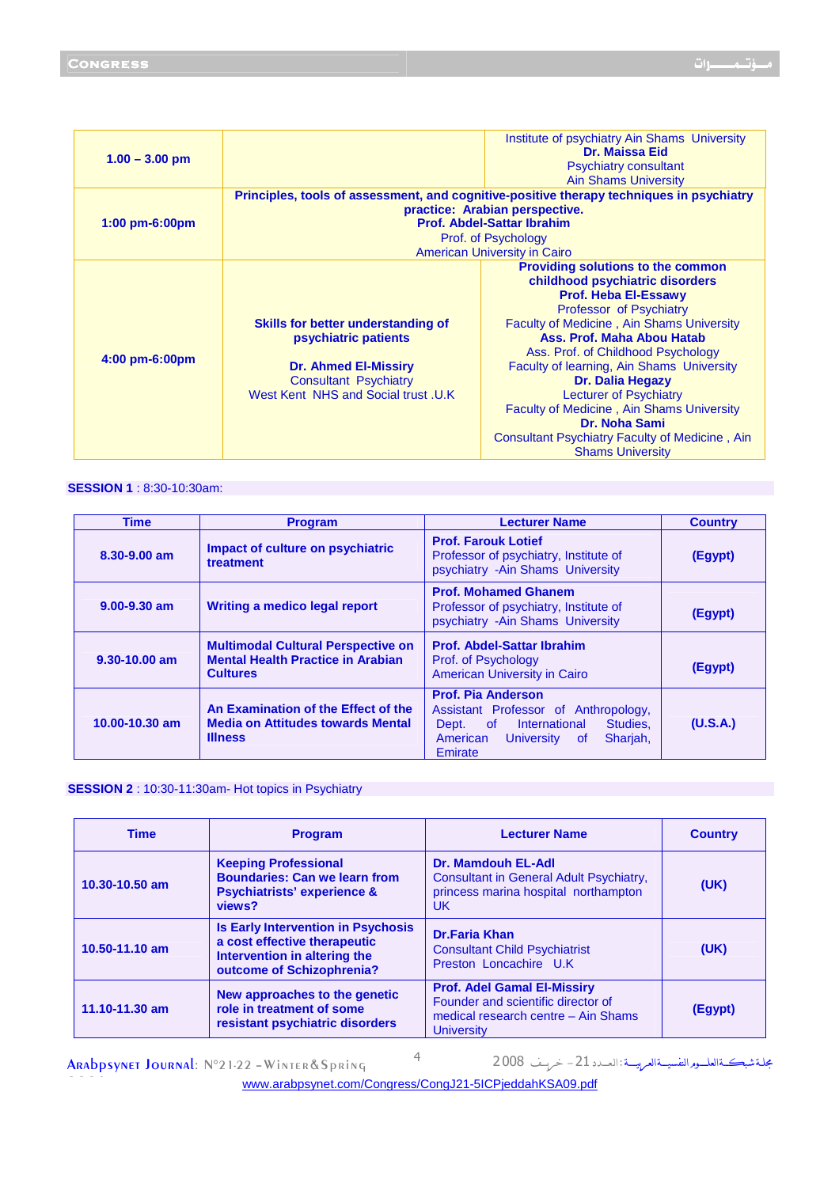| | | |
|---|---|---|
| **1.00 – 3.00 pm** | | Institute of psychiatry Ain Shams University **Dr. Maissa Eid** Psychiatry consultant Ain Shams University |
| **1:00 pm-6:00pm** | **Principles, tools of assessment, and cognitive-positive therapy techniques in psychiatry practice: Arabian perspective.** **Prof. Abdel-Sattar Ibrahim** Prof. of Psychology American University in Cairo | |
| **4:00 pm-6:00pm** | **Skills for better understanding of psychiatric patients** **Dr. Ahmed El-Missiry** Consultant Psychiatry West Kent NHS and Social trust .U.K | **Providing solutions to the common childhood psychiatric disorders** **Prof. Heba El-Essawy** Professor of Psychiatry Faculty of Medicine , Ain Shams University **Ass. Prof. Maha Abou Hatab** Ass. Prof. of Childhood Psychology Faculty of learning, Ain Shams University **Dr. Dalia Hegazy** Lecturer of Psychiatry Faculty of Medicine , Ain Shams University **Dr. Noha Sami** Consultant Psychiatry Faculty of Medicine , Ain Shams University |

**SESSION 1** : 8:30-10:30am:

| Time | Program | Lecturer Name | Country |
|---|---|---|---|
| **8.30-9.00 am** | **Impact of culture on psychiatric treatment** | **Prof. Farouk Lotief** Professor of psychiatry, Institute of psychiatry -Ain Shams University | **(Egypt)** |
| **9.00-9.30 am** | **Writing a medico legal report** | **Prof. Mohamed Ghanem** Professor of psychiatry, Institute of psychiatry -Ain Shams University | **(Egypt)** |
| **9.30-10.00 am** | **Multimodal Cultural Perspective on Mental Health Practice in Arabian Cultures** | **Prof. Abdel-Sattar Ibrahim** Prof. of Psychology American University in Cairo | **(Egypt)** |
| **10.00-10.30 am** | **An Examination of the Effect of the Media on Attitudes towards Mental Illness** | **Prof. Pia Anderson** Assistant Professor of Anthropology, Dept. of International Studies, American University of Sharjah, Emirate | **(U.S.A.)** |

**SESSION 2** : 10:30-11:30am- Hot topics in Psychiatry

| Time | Program | Lecturer Name | Country |
|---|---|---|---|
| **10.30-10.50 am** | **Keeping Professional Boundaries: Can we learn from Psychiatrists' experience & views?** | **Dr. Mamdouh EL-Adl** Consultant in General Adult Psychiatry, princess marina hospital northampton UK | **(UK)** |
| **10.50-11.10 am** | **Is Early Intervention in Psychosis a cost effective therapeutic Intervention in altering the outcome of Schizophrenia?** | **Dr.Faria Khan** Consultant Child Psychiatrist Preston Loncachire U.K | **(UK)** |
| **11.10-11.30 am** | **New approaches to the genetic role in treatment of some resistant psychiatric disorders** | **Prof. Adel Gamal El-Missiry** Founder and scientific director of medical research centre – Ain Shams University | **(Egypt)** |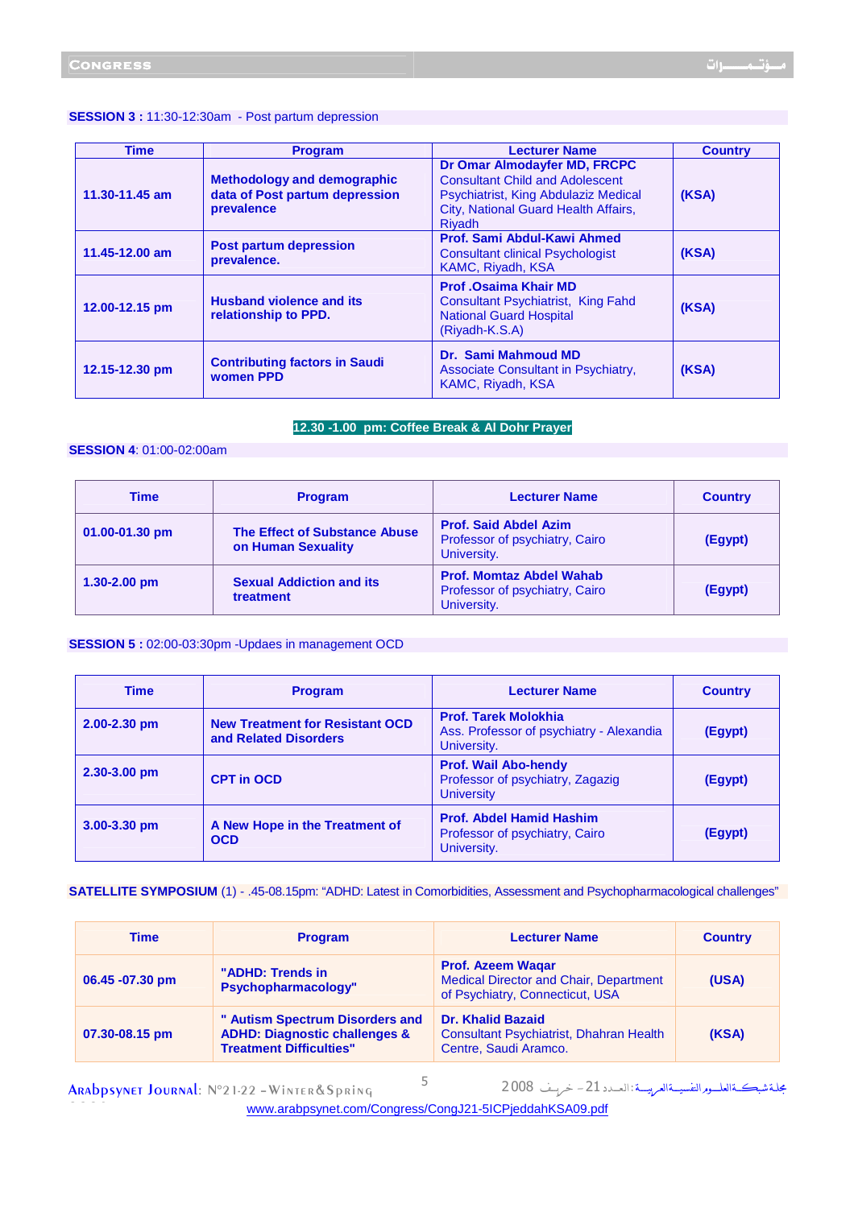**SESSION 3 :** 11:30-12:30am - Post partum depression

| Time | Program | Lecturer Name | Country |
|---|---|---|---|
| 11.30-11.45 am | Methodology and demographic data of Post partum depression prevalence | **Dr Omar Almodayfer MD, FRCPC** Consultant Child and Adolescent Psychiatrist, King Abdulaziz Medical City, National Guard Health Affairs, Riyadh | (KSA) |
| 11.45-12.00 am | Post partum depression prevalence. | **Prof. Sami Abdul-Kawi Ahmed** Consultant clinical Psychologist KAMC, Riyadh, KSA | (KSA) |
| 12.00-12.15 pm | Husband violence and its relationship to PPD. | **Prof .Osaima Khair MD** Consultant Psychiatrist, King Fahd National Guard Hospital (Riyadh-K.S.A) | (KSA) |
| 12.15-12.30 pm | Contributing factors in Saudi women PPD | **Dr. Sami Mahmoud MD** Associate Consultant in Psychiatry, KAMC, Riyadh, KSA | (KSA) |

**12.30 -1.00 pm: Coffee Break & Al Dohr Prayer**

**SESSION 4**: 01:00-02:00am

| Time | Program | Lecturer Name | Country |
|---|---|---|---|
| 01.00-01.30 pm | The Effect of Substance Abuse on Human Sexuality | **Prof. Said Abdel Azim** Professor of psychiatry, Cairo University. | (Egypt) |
| 1.30-2.00 pm | Sexual Addiction and its treatment | **Prof. Momtaz Abdel Wahab** Professor of psychiatry, Cairo University. | (Egypt) |

**SESSION 5 :** 02:00-03:30pm -Updaes in management OCD

| Time | Program | Lecturer Name | Country |
|---|---|---|---|
| 2.00-2.30 pm | New Treatment for Resistant OCD and Related Disorders | **Prof. Tarek Molokhia** Ass. Professor of psychiatry - Alexandia University. | (Egypt) |
| 2.30-3.00 pm | CPT in OCD | **Prof. Wail Abo-hendy** Professor of psychiatry, Zagazig University | (Egypt) |
| 3.00-3.30 pm | A New Hope in the Treatment of OCD | **Prof. Abdel Hamid Hashim** Professor of psychiatry, Cairo University. | (Egypt) |

**SATELLITE SYMPOSIUM** (1) - .45-08.15pm: "ADHD: Latest in Comorbidities, Assessment and Psychopharmacological challenges"

| Time | Program | Lecturer Name | Country |
|---|---|---|---|
| 06.45 -07.30 pm | "ADHD: Trends in Psychopharmacology" | **Prof. Azeem Waqar** Medical Director and Chair, Department of Psychiatry, Connecticut, USA | (USA) |
| 07.30-08.15 pm | " Autism Spectrum Disorders and ADHD: Diagnostic challenges & Treatment Difficulties" | **Dr. Khalid Bazaid** Consultant Psychiatrist, Dhahran Health Centre, Saudi Aramco. | (KSA) |

www.arabpsynet.com/Congress/CongJ21-5ICPjeddahKSA09.pdf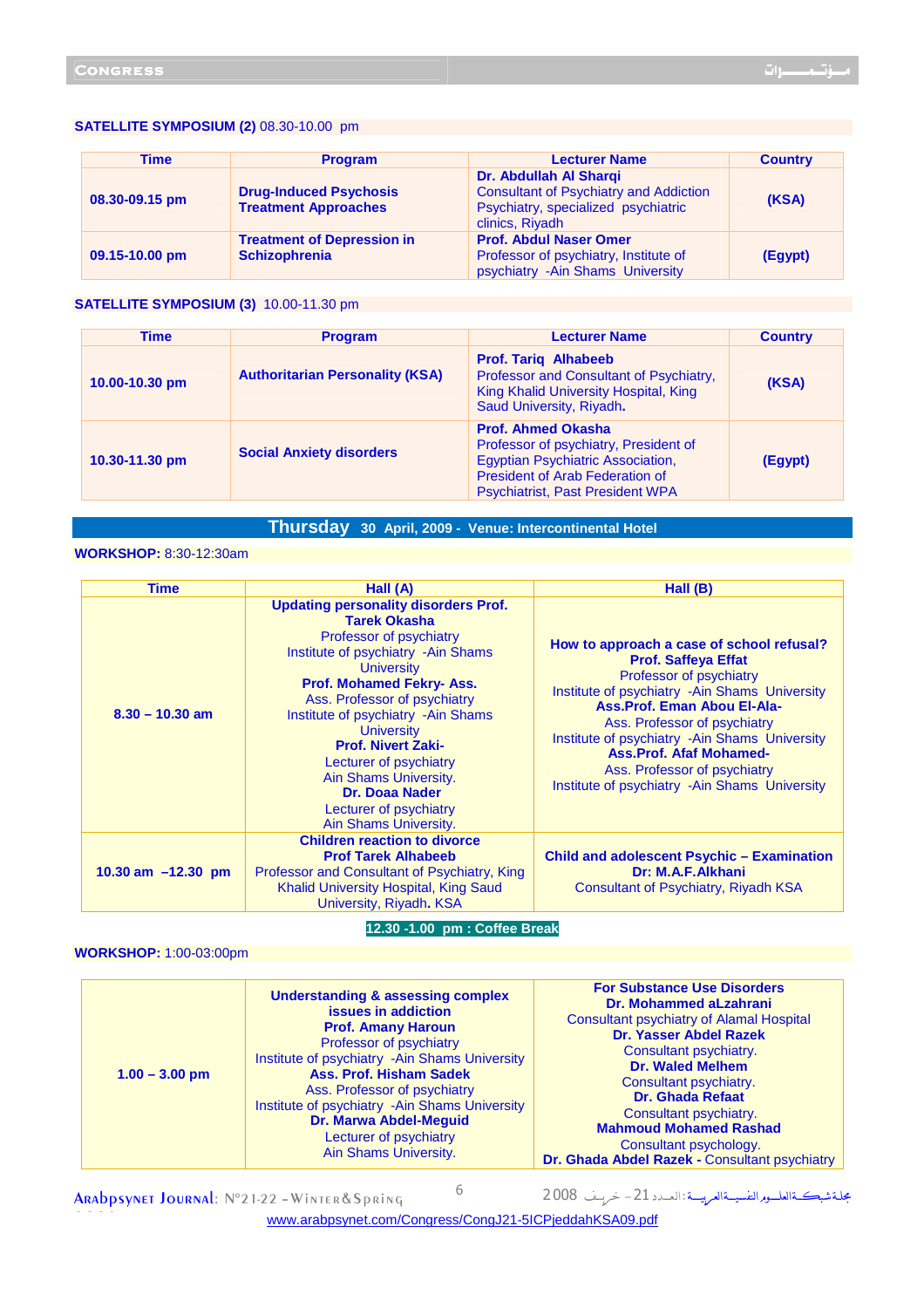**SATELLITE SYMPOSIUM (2)** 08.30-10.00 pm

| Time | Program | Lecturer Name | Country |
|---|---|---|---|
| 08.30-09.15 pm | **Drug-Induced Psychosis Treatment Approaches** | **Dr. Abdullah Al Sharqi** Consultant of Psychiatry and Addiction Psychiatry, specialized psychiatric clinics, Riyadh | (KSA) |
| 09.15-10.00 pm | **Treatment of Depression in Schizophrenia** | **Prof. Abdul Naser Omer** Professor of psychiatry, Institute of psychiatry -Ain Shams University | (Egypt) |

**SATELLITE SYMPOSIUM (3)** 10.00-11.30 pm

| Time | Program | Lecturer Name | Country |
|---|---|---|---|
| 10.00-10.30 pm | **Authoritarian Personality (KSA)** | **Prof. Tariq Alhabeeb** Professor and Consultant of Psychiatry, King Khalid University Hospital, King Saud University, Riyadh. | (KSA) |
| 10.30-11.30 pm | **Social Anxiety disorders** | **Prof. Ahmed Okasha** Professor of psychiatry, President of Egyptian Psychiatric Association, President of Arab Federation of Psychiatrist, Past President WPA | (Egypt) |

## Thursday 30 April, 2009 - Venue: Intercontinental Hotel

**WORKSHOP:** 8:30-12:30am

| Time | Hall (A) | Hall (B) |
|---|---|---|
| 8.30 – 10.30 am | **Updating personality disorders Prof. Tarek Okasha** Professor of psychiatry Institute of psychiatry -Ain Shams University **Prof. Mohamed Fekry- Ass.** Ass. Professor of psychiatry Institute of psychiatry -Ain Shams University **Prof. Nivert Zaki-** Lecturer of psychiatry Ain Shams University. **Dr. Doaa Nader** Lecturer of psychiatry Ain Shams University. | **How to approach a case of school refusal? Prof. Saffeya Effat** Professor of psychiatry Institute of psychiatry -Ain Shams University **Ass.Prof. Eman Abou El-Ala-** Ass. Professor of psychiatry Institute of psychiatry -Ain Shams University **Ass.Prof. Afaf Mohamed-** Ass. Professor of psychiatry Institute of psychiatry -Ain Shams University |
| 10.30 am –12.30 pm | **Children reaction to divorce Prof Tarek Alhabeeb** Professor and Consultant of Psychiatry, King Khalid University Hospital, King Saud University, Riyadh. KSA | **Child and adolescent Psychic – Examination Dr: M.A.F.Alkhani** Consultant of Psychiatry, Riyadh KSA |

**12.30 -1.00 pm : Coffee Break**

**WORKSHOP:** 1:00-03:00pm

| | | |
|---|---|---|
| 1.00 – 3.00 pm | **Understanding & assessing complex issues in addiction Prof. Amany Haroun** Professor of psychiatry Institute of psychiatry -Ain Shams University **Ass. Prof. Hisham Sadek** Ass. Professor of psychiatry Institute of psychiatry -Ain Shams University **Dr. Marwa Abdel-Meguid** Lecturer of psychiatry Ain Shams University. | **For Substance Use Disorders Dr. Mohammed aLzahrani** Consultant psychiatry of Alamal Hospital **Dr. Yasser Abdel Razek** Consultant psychiatry. **Dr. Waled Melhem** Consultant psychiatry. **Dr. Ghada Refaat** Consultant psychiatry. **Mahmoud Mohamed Rashad** Consultant psychology. **Dr. Ghada Abdel Razek** - Consultant psychiatry |

www.arabpsynet.com/Congress/CongJ21-5ICPjeddahKSA09.pdf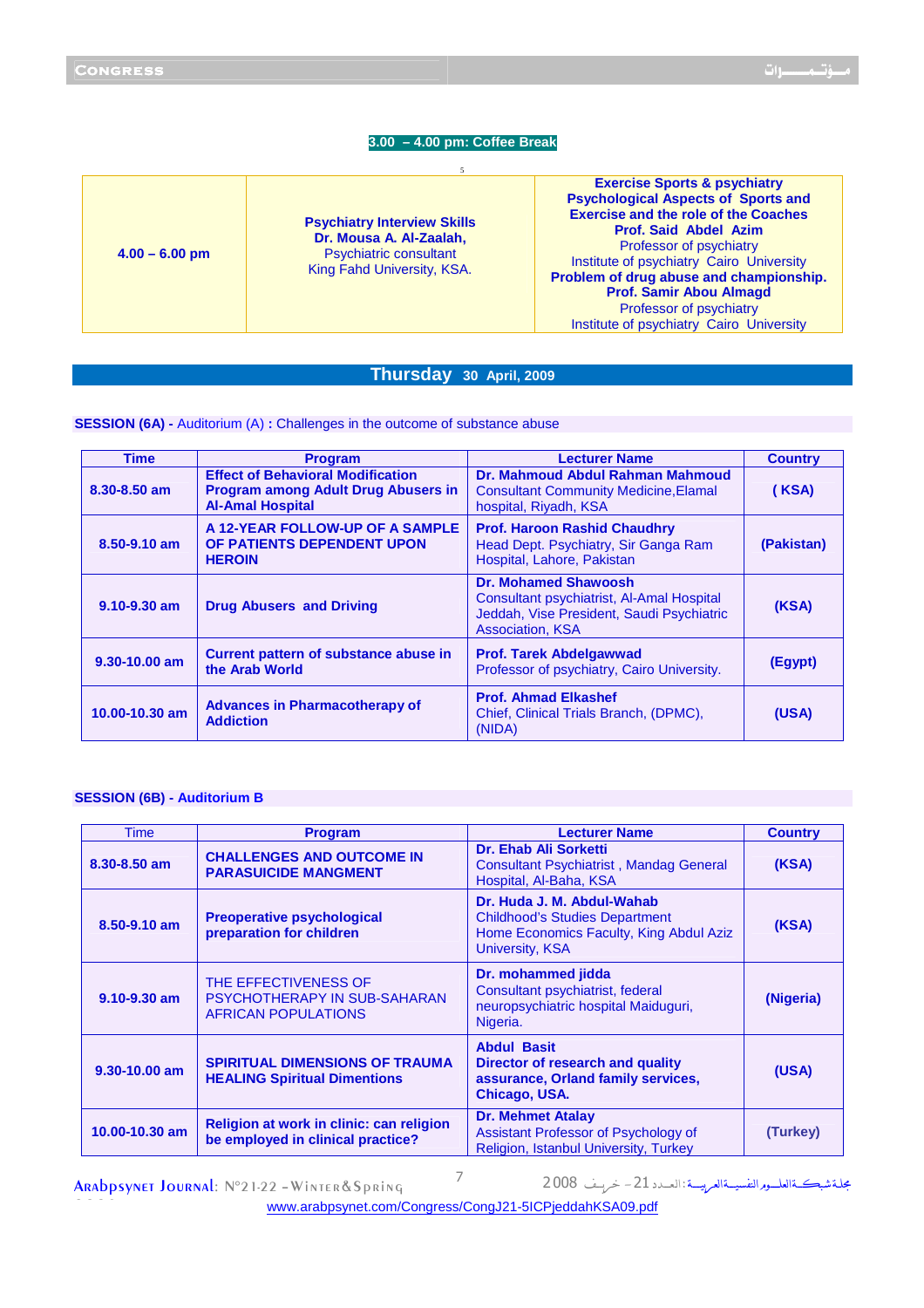**3.00 – 4.00 pm: Coffee Break**

| | | |
|---|---|---|
| **4.00 – 6.00 pm** | **Psychiatry Interview Skills** **Dr. Mousa A. Al-Zaalah,** Psychiatric consultant King Fahd University, KSA. | **Exercise Sports & psychiatry** **Psychological Aspects of Sports and Exercise and the role of the Coaches** **Prof. Said Abdel Azim** Professor of psychiatry Institute of psychiatry Cairo University **Problem of drug abuse and championship.** **Prof. Samir Abou Almagd** Professor of psychiatry Institute of psychiatry Cairo University |

## Thursday 30 April, 2009

**SESSION (6A) -** Auditorium (A) **:** Challenges in the outcome of substance abuse

| Time | Program | Lecturer Name | Country |
|---|---|---|---|
| **8.30-8.50 am** | **Effect of Behavioral Modification Program among Adult Drug Abusers in Al-Amal Hospital** | **Dr. Mahmoud Abdul Rahman Mahmoud** Consultant Community Medicine,Elamal hospital, Riyadh, KSA | **( KSA)** |
| **8.50-9.10 am** | **A 12-YEAR FOLLOW-UP OF A SAMPLE OF PATIENTS DEPENDENT UPON HEROIN** | **Prof. Haroon Rashid Chaudhry** Head Dept. Psychiatry, Sir Ganga Ram Hospital, Lahore, Pakistan | **(Pakistan)** |
| **9.10-9.30 am** | **Drug Abusers and Driving** | **Dr. Mohamed Shawoosh** Consultant psychiatrist, Al-Amal Hospital Jeddah, Vise President, Saudi Psychiatric Association, KSA | **(KSA)** |
| **9.30-10.00 am** | **Current pattern of substance abuse in the Arab World** | **Prof. Tarek Abdelgawwad** Professor of psychiatry, Cairo University. | **(Egypt)** |
| **10.00-10.30 am** | **Advances in Pharmacotherapy of Addiction** | **Prof. Ahmad Elkashef** Chief, Clinical Trials Branch, (DPMC), (NIDA) | **(USA)** |

**SESSION (6B) - Auditorium B**

| Time | Program | Lecturer Name | Country |
|---|---|---|---|
| **8.30-8.50 am** | **CHALLENGES AND OUTCOME IN PARASUICIDE MANGMENT** | **Dr. Ehab Ali Sorketti** Consultant Psychiatrist , Mandag General Hospital, Al-Baha, KSA | **(KSA)** |
| **8.50-9.10 am** | **Preoperative psychological preparation for children** | **Dr. Huda J. M. Abdul-Wahab** Childhood's Studies Department Home Economics Faculty, King Abdul Aziz University, KSA | **(KSA)** |
| **9.10-9.30 am** | THE EFFECTIVENESS OF PSYCHOTHERAPY IN SUB-SAHARAN AFRICAN POPULATIONS | **Dr. mohammed jidda** Consultant psychiatrist, federal neuropsychiatric hospital Maiduguri, Nigeria. | **(Nigeria)** |
| **9.30-10.00 am** | **SPIRITUAL DIMENSIONS OF TRAUMA HEALING Spiritual Dimentions** | **Abdul Basit** **Director of research and quality assurance, Orland family services, Chicago, USA.** | **(USA)** |
| **10.00-10.30 am** | **Religion at work in clinic: can religion be employed in clinical practice?** | **Dr. Mehmet Atalay** Assistant Professor of Psychology of Religion, Istanbul University, Turkey | **(Turkey)** |

www.arabpsynet.com/Congress/CongJ21-5ICPjeddahKSA09.pdf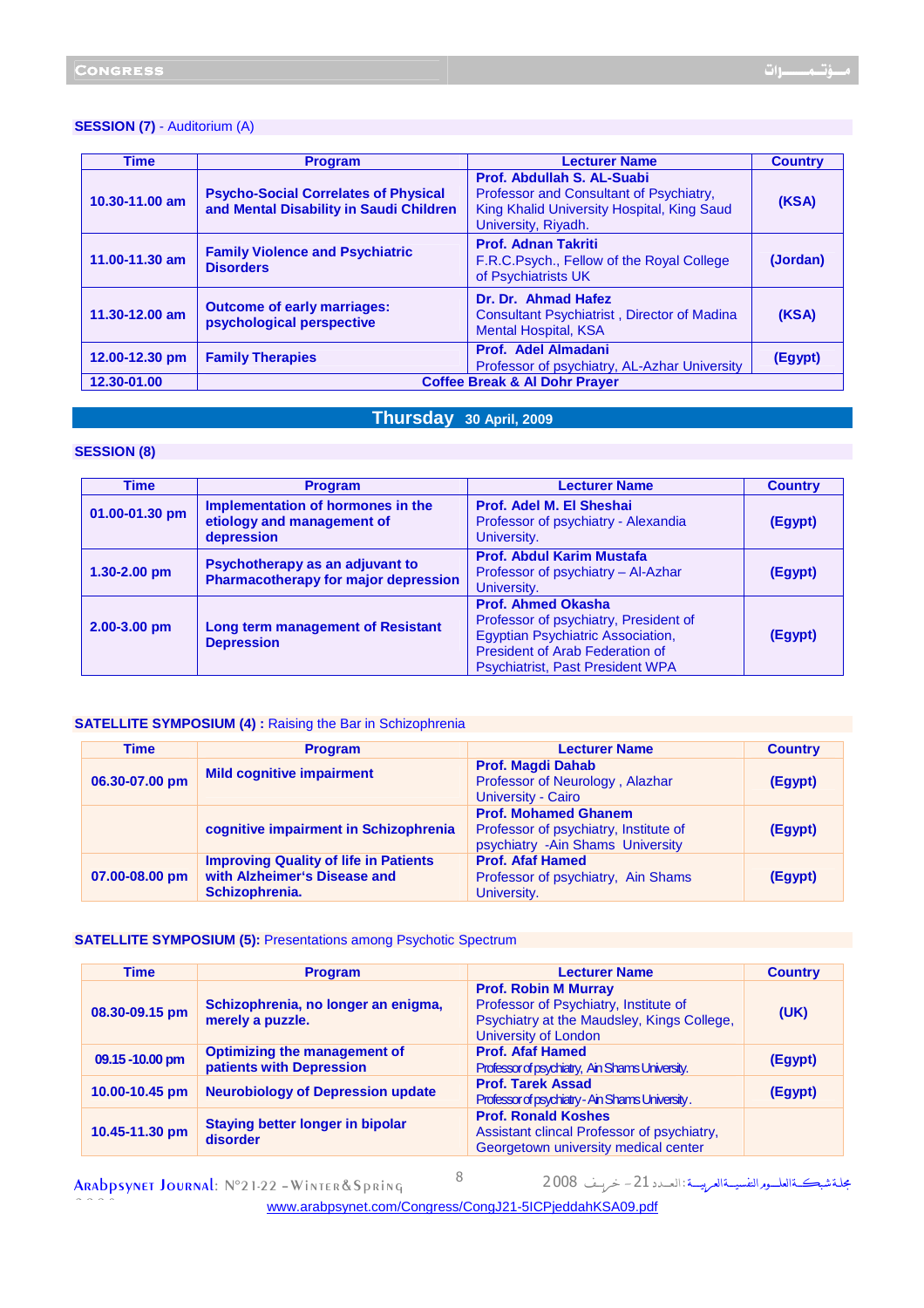**SESSION (7)** - Auditorium (A)

| Time | Program | Lecturer Name | Country |
|---|---|---|---|
| 10.30-11.00 am | **Psycho-Social Correlates of Physical and Mental Disability in Saudi Children** | **Prof. Abdullah S. AL-Suabi** Professor and Consultant of Psychiatry, King Khalid University Hospital, King Saud University, Riyadh. | (KSA) |
| 11.00-11.30 am | **Family Violence and Psychiatric Disorders** | **Prof. Adnan Takriti** F.R.C.Psych., Fellow of the Royal College of Psychiatrists UK | (Jordan) |
| 11.30-12.00 am | **Outcome of early marriages: psychological perspective** | **Dr. Dr. Ahmad Hafez** Consultant Psychiatrist , Director of Madina Mental Hospital, KSA | (KSA) |
| 12.00-12.30 pm | **Family Therapies** | **Prof. Adel Almadani** Professor of psychiatry, AL-Azhar University | (Egypt) |
| 12.30-01.00 | **Coffee Break & Al Dohr Prayer** | | |

## Thursday 30 April, 2009

**SESSION (8)**

| Time | Program | Lecturer Name | Country |
|---|---|---|---|
| 01.00-01.30 pm | **Implementation of hormones in the etiology and management of depression** | **Prof. Adel M. El Sheshai** Professor of psychiatry - Alexandia University. | (Egypt) |
| 1.30-2.00 pm | **Psychotherapy as an adjuvant to Pharmacotherapy for major depression** | **Prof. Abdul Karim Mustafa** Professor of psychiatry – Al-Azhar University. | (Egypt) |
| 2.00-3.00 pm | **Long term management of Resistant Depression** | **Prof. Ahmed Okasha** Professor of psychiatry, President of Egyptian Psychiatric Association, President of Arab Federation of Psychiatrist, Past President WPA | (Egypt) |

**SATELLITE SYMPOSIUM (4) :** Raising the Bar in Schizophrenia

| Time | Program | Lecturer Name | Country |
|---|---|---|---|
| 06.30-07.00 pm | **Mild cognitive impairment** | **Prof. Magdi Dahab** Professor of Neurology , Alazhar University - Cairo | (Egypt) |
| | **cognitive impairment in Schizophrenia** | **Prof. Mohamed Ghanem** Professor of psychiatry, Institute of psychiatry -Ain Shams University | (Egypt) |
| 07.00-08.00 pm | **Improving Quality of life in Patients with Alzheimer's Disease and Schizophrenia.** | **Prof. Afaf Hamed** Professor of psychiatry, Ain Shams University. | (Egypt) |

**SATELLITE SYMPOSIUM (5):** Presentations among Psychotic Spectrum

| Time | Program | Lecturer Name | Country |
|---|---|---|---|
| 08.30-09.15 pm | **Schizophrenia, no longer an enigma, merely a puzzle.** | **Prof. Robin M Murray** Professor of Psychiatry, Institute of Psychiatry at the Maudsley, Kings College, University of London | (UK) |
| 09.15-10.00 pm | **Optimizing the management of patients with Depression** | **Prof. Afaf Hamed** Professor of psychiatry, Ain Shams University. | (Egypt) |
| 10.00-10.45 pm | **Neurobiology of Depression update** | **Prof. Tarek Assad** Professor of psychiatry - Ain Shams University. | (Egypt) |
| 10.45-11.30 pm | **Staying better longer in bipolar disorder** | **Prof. Ronald Koshes** Assistant clincal Professor of psychiatry, Georgetown university medical center | |

www.arabpsynet.com/Congress/CongJ21-5ICPjeddahKSA09.pdf